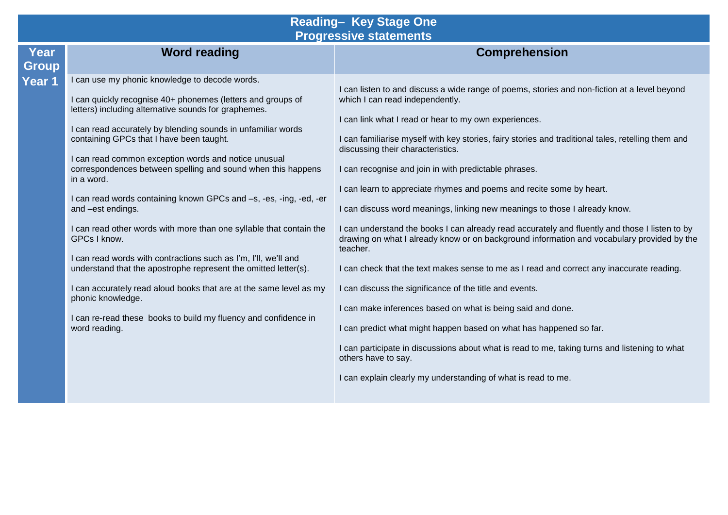# Reading– Key Stage One
## Progressive statements

| Year Group | Word reading | Comprehension |
| --- | --- | --- |
| Year 1 | I can use my phonic knowledge to decode words.<br><br>I can quickly recognise 40+ phonemes (letters and groups of letters) including alternative sounds for graphemes.<br><br>I can read accurately by blending sounds in unfamiliar words containing GPCs that I have been taught.<br><br>I can read common exception words and notice unusual correspondences between spelling and sound when this happens in a word.<br><br>I can read words containing known GPCs and –s, -es, -ing, -ed, -er and –est endings.<br><br>I can read other words with more than one syllable that contain the GPCs I know.<br><br>I can read words with contractions such as I'm, I'll, we'll and understand that the apostrophe represent the omitted letter(s).<br><br>I can accurately read aloud books that are at the same level as my phonic knowledge.<br><br>I can re-read these books to build my fluency and confidence in word reading. | I can listen to and discuss a wide range of poems, stories and non-fiction at a level beyond which I can read independently.<br><br>I can link what I read or hear to my own experiences.<br><br>I can familiarise myself with key stories, fairy stories and traditional tales, retelling them and discussing their characteristics.<br><br>I can recognise and join in with predictable phrases.<br><br>I can learn to appreciate rhymes and poems and recite some by heart.<br><br>I can discuss word meanings, linking new meanings to those I already know.<br><br>I can understand the books I can already read accurately and fluently and those I listen to by drawing on what I already know or on background information and vocabulary provided by the teacher.<br><br>I can check that the text makes sense to me as I read and correct any inaccurate reading.<br><br>I can discuss the significance of the title and events.<br><br>I can make inferences based on what is being said and done.<br><br>I can predict what might happen based on what has happened so far.<br><br>I can participate in discussions about what is read to me, taking turns and listening to what others have to say.<br><br>I can explain clearly my understanding of what is read to me. |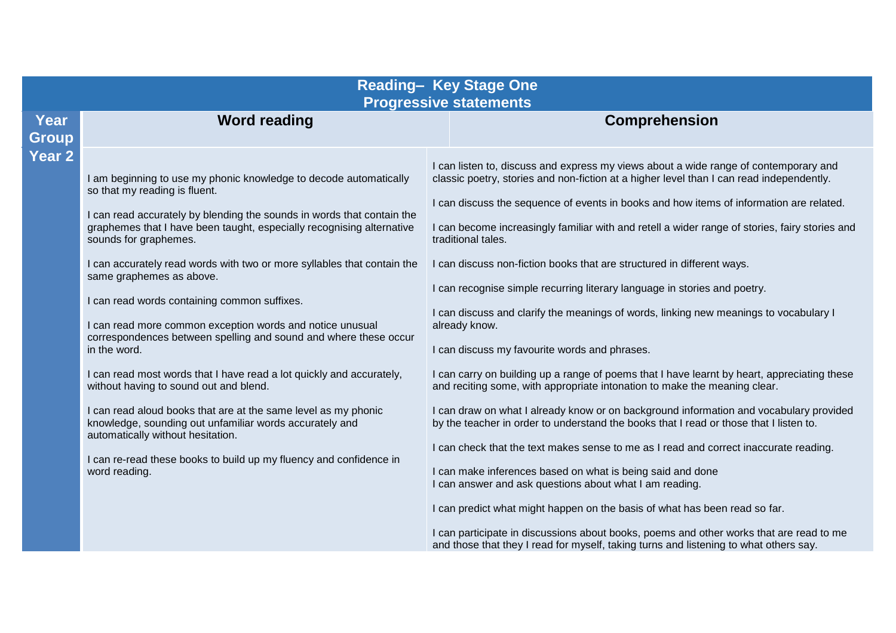| Reading– Key Stage One<br>Progressive statements | | |
|---|---|---|
| **Year Group** | **Word reading** | **Comprehension** |
| **Year 2** | I am beginning to use my phonic knowledge to decode automatically so that my reading is fluent.<br><br>I can read accurately by blending the sounds in words that contain the graphemes that I have been taught, especially recognising alternative sounds for graphemes.<br><br>I can accurately read words with two or more syllables that contain the same graphemes as above.<br><br>I can read words containing common suffixes.<br><br>I can read more common exception words and notice unusual correspondences between spelling and sound and where these occur in the word.<br><br>I can read most words that I have read a lot quickly and accurately, without having to sound out and blend.<br><br>I can read aloud books that are at the same level as my phonic knowledge, sounding out unfamiliar words accurately and automatically without hesitation.<br><br>I can re-read these books to build up my fluency and confidence in word reading. | I can listen to, discuss and express my views about a wide range of contemporary and classic poetry, stories and non-fiction at a higher level than I can read independently.<br><br>I can discuss the sequence of events in books and how items of information are related.<br><br>I can become increasingly familiar with and retell a wider range of stories, fairy stories and traditional tales.<br><br>I can discuss non-fiction books that are structured in different ways.<br><br>I can recognise simple recurring literary language in stories and poetry.<br><br>I can discuss and clarify the meanings of words, linking new meanings to vocabulary I already know.<br><br>I can discuss my favourite words and phrases.<br><br>I can carry on building up a range of poems that I have learnt by heart, appreciating these and reciting some, with appropriate intonation to make the meaning clear.<br><br>I can draw on what I already know or on background information and vocabulary provided by the teacher in order to understand the books that I read or those that I listen to.<br><br>I can check that the text makes sense to me as I read and correct inaccurate reading.<br><br>I can make inferences based on what is being said and done<br>I can answer and ask questions about what I am reading.<br><br>I can predict what might happen on the basis of what has been read so far.<br><br>I can participate in discussions about books, poems and other works that are read to me and those that they I read for myself, taking turns and listening to what others say. |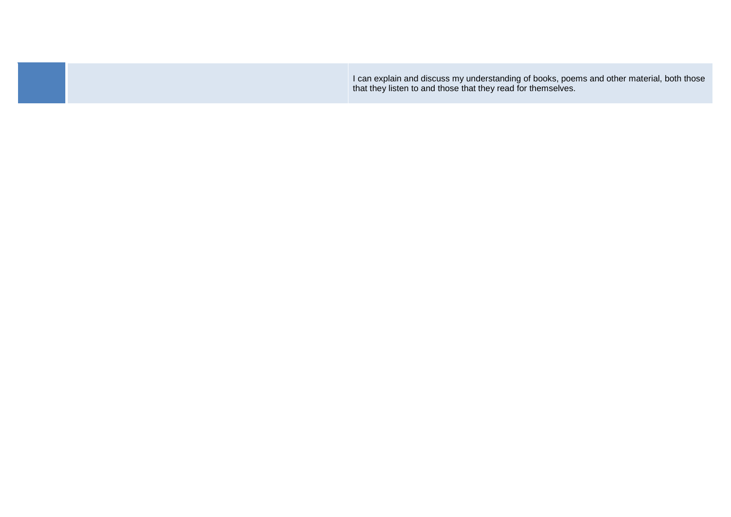| | | |
|---|---|---|
| | | I can explain and discuss my understanding of books, poems and other material, both those that they listen to and those that they read for themselves. |